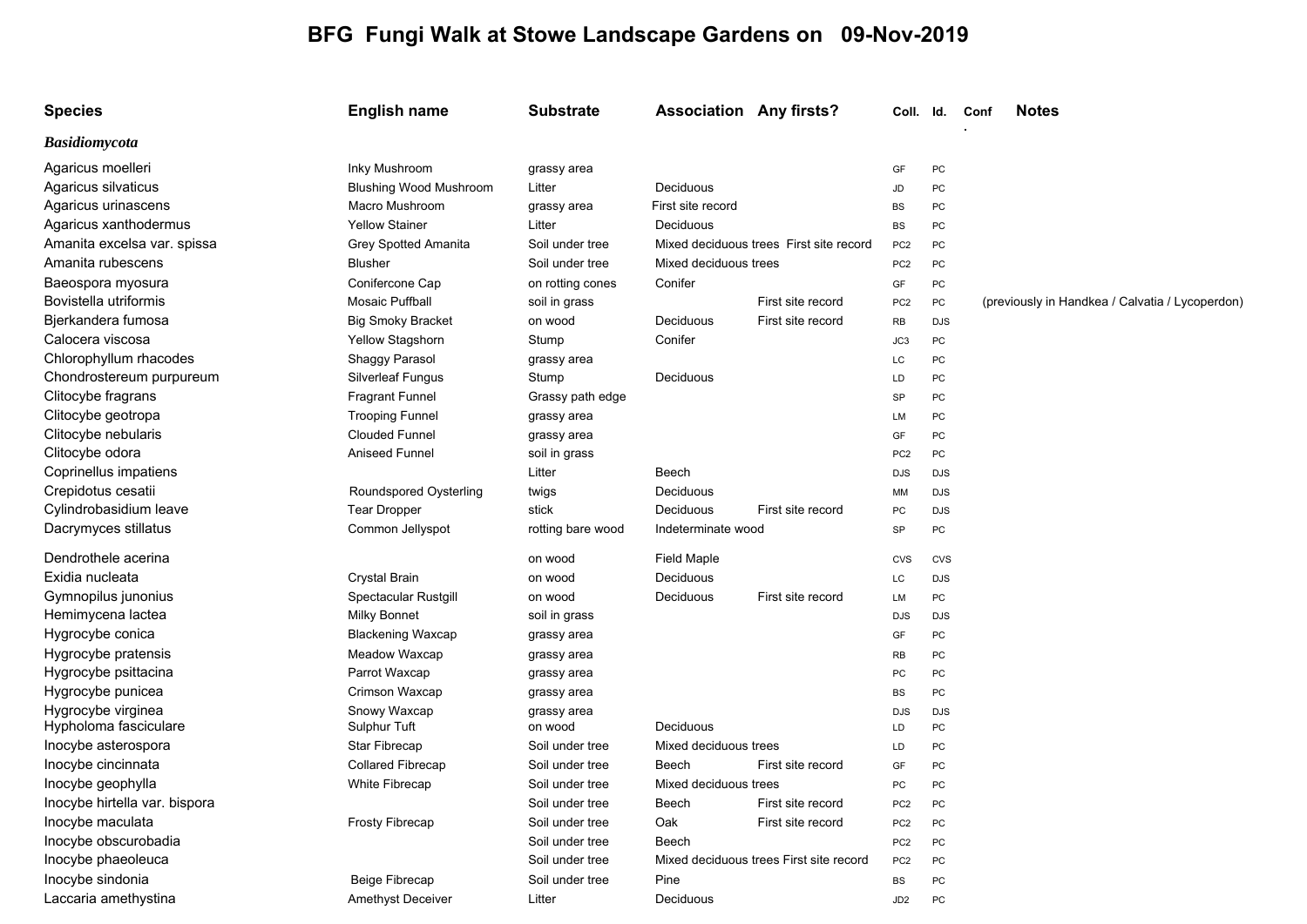# BFG Fungi Walk at Stowe Landscape Gardens on 09-Nov-2019

| Species | English name | Substrate | Association | Any firsts? | Coll. | Id. | Conf. | Notes |
|---|---|---|---|---|---|---|---|---|
| ***Basidiomycota*** | | | | | | | | |
| Agaricus moelleri | Inky Mushroom | grassy area | | | GF | PC | | |
| Agaricus silvaticus | Blushing Wood Mushroom | Litter | Deciduous | | JD | PC | | |
| Agaricus urinascens | Macro Mushroom | grassy area | First site record | | BS | PC | | |
| Agaricus xanthodermus | Yellow Stainer | Litter | Deciduous | | BS | PC | | |
| Amanita excelsa var. spissa | Grey Spotted Amanita | Soil under tree | Mixed deciduous trees | First site record | PC2 | PC | | |
| Amanita rubescens | Blusher | Soil under tree | Mixed deciduous trees | | PC2 | PC | | |
| Baeospora myosura | Conifercone Cap | on rotting cones | Conifer | | GF | PC | | |
| Bovistella utriformis | Mosaic Puffball | soil in grass | | First site record | PC2 | PC | | (previously in Handkea / Calvatia / Lycoperdon) |
| Bjerkandera fumosa | Big Smoky Bracket | on wood | Deciduous | First site record | RB | DJS | | |
| Calocera viscosa | Yellow Stagshorn | Stump | Conifer | | JC3 | PC | | |
| Chlorophyllum rhacodes | Shaggy Parasol | grassy area | | | LC | PC | | |
| Chondrostereum purpureum | Silverleaf Fungus | Stump | Deciduous | | LD | PC | | |
| Clitocybe fragrans | Fragrant Funnel | Grassy path edge | | | SP | PC | | |
| Clitocybe geotropa | Trooping Funnel | grassy area | | | LM | PC | | |
| Clitocybe nebularis | Clouded Funnel | grassy area | | | GF | PC | | |
| Clitocybe odora | Aniseed Funnel | soil in grass | | | PC2 | PC | | |
| Coprinellus impatiens | | Litter | Beech | | DJS | DJS | | |
| Crepidotus cesatii | Roundspored Oysterling | twigs | Deciduous | | MM | DJS | | |
| Cylindrobasidium leave | Tear Dropper | stick | Deciduous | First site record | PC | DJS | | |
| Dacrymyces stillatus | Common Jellyspot | rotting bare wood | Indeterminate wood | | SP | PC | | |
| Dendrothele acerina | | on wood | Field Maple | | CVS | CVS | | |
| Exidia nucleata | Crystal Brain | on wood | Deciduous | | LC | DJS | | |
| Gymnopilus junonius | Spectacular Rustgill | on wood | Deciduous | First site record | LM | PC | | |
| Hemimycena lactea | Milky Bonnet | soil in grass | | | DJS | DJS | | |
| Hygrocybe conica | Blackening Waxcap | grassy area | | | GF | PC | | |
| Hygrocybe pratensis | Meadow Waxcap | grassy area | | | RB | PC | | |
| Hygrocybe psittacina | Parrot Waxcap | grassy area | | | PC | PC | | |
| Hygrocybe punicea | Crimson Waxcap | grassy area | | | BS | PC | | |
| Hygrocybe virginea | Snowy Waxcap | grassy area | | | DJS | DJS | | |
| Hypholoma fasciculare | Sulphur Tuft | on wood | Deciduous | | LD | PC | | |
| Inocybe asterospora | Star Fibrecap | Soil under tree | Mixed deciduous trees | | LD | PC | | |
| Inocybe cincinnata | Collared Fibrecap | Soil under tree | Beech | First site record | GF | PC | | |
| Inocybe geophylla | White Fibrecap | Soil under tree | Mixed deciduous trees | | PC | PC | | |
| Inocybe hirtella var. bispora | | Soil under tree | Beech | First site record | PC2 | PC | | |
| Inocybe maculata | Frosty Fibrecap | Soil under tree | Oak | First site record | PC2 | PC | | |
| Inocybe obscurobadia | | Soil under tree | Beech | | PC2 | PC | | |
| Inocybe phaeoleuca | | Soil under tree | Mixed deciduous trees | First site record | PC2 | PC | | |
| Inocybe sindonia | Beige Fibrecap | Soil under tree | Pine | | BS | PC | | |
| Laccaria amethystina | Amethyst Deceiver | Litter | Deciduous | | JD2 | PC | | |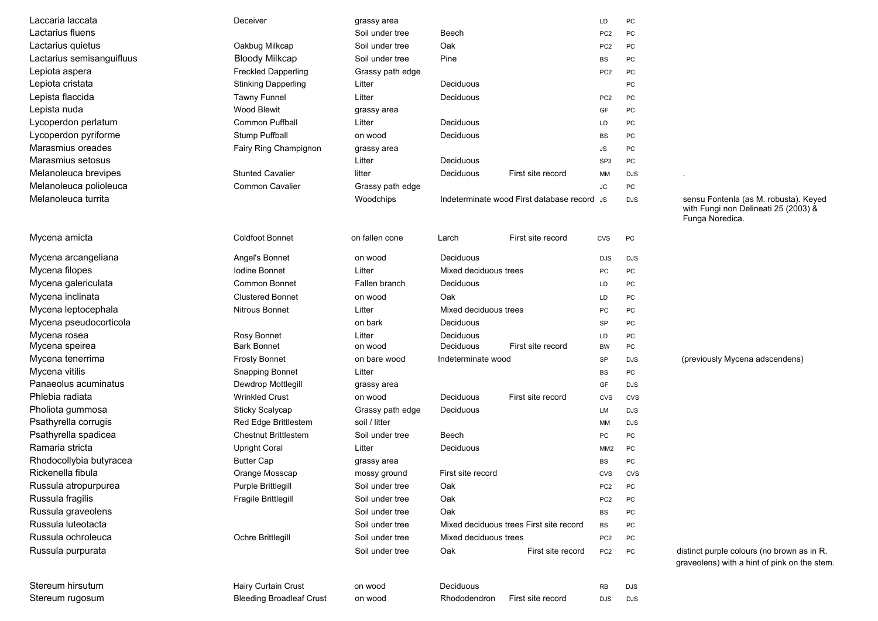| | | | | | | | |
|---|---|---|---|---|---|---|---|
| Laccaria laccata | Deceiver | grassy area | | | LD | PC | |
| Lactarius fluens | | Soil under tree | Beech | | PC2 | PC | |
| Lactarius quietus | Oakbug Milkcap | Soil under tree | Oak | | PC2 | PC | |
| Lactarius semisanguifluus | Bloody Milkcap | Soil under tree | Pine | | BS | PC | |
| Lepiota aspera | Freckled Dapperling | Grassy path edge | | | PC2 | PC | |
| Lepiota cristata | Stinking Dapperling | Litter | Deciduous | | | PC | |
| Lepista flaccida | Tawny Funnel | Litter | Deciduous | | PC2 | PC | |
| Lepista nuda | Wood Blewit | grassy area | | | GF | PC | |
| Lycoperdon perlatum | Common Puffball | Litter | Deciduous | | LD | PC | |
| Lycoperdon pyriforme | Stump Puffball | on wood | Deciduous | | BS | PC | |
| Marasmius oreades | Fairy Ring Champignon | grassy area | | | JS | PC | |
| Marasmius setosus | | Litter | Deciduous | | SP3 | PC | |
| Melanoleuca brevipes | Stunted Cavalier | litter | Deciduous | First site record | MM | DJS | . |
| Melanoleuca polioleuca | Common Cavalier | Grassy path edge | | | JC | PC | |
| Melanoleuca turrita | | Woodchips | Indeterminate wood | First database record | JS | DJS | sensu Fontenla (as M. robusta). Keyed with Fungi non Delineati 25 (2003) & Funga Noredica. |
| Mycena amicta | Coldfoot Bonnet | on fallen cone | Larch | First site record | CVS | PC | |
| Mycena arcangeliana | Angel's Bonnet | on wood | Deciduous | | DJS | DJS | |
| Mycena filopes | Iodine Bonnet | Litter | Mixed deciduous trees | | PC | PC | |
| Mycena galericulata | Common Bonnet | Fallen branch | Deciduous | | LD | PC | |
| Mycena inclinata | Clustered Bonnet | on wood | Oak | | LD | PC | |
| Mycena leptocephala | Nitrous Bonnet | Litter | Mixed deciduous trees | | PC | PC | |
| Mycena pseudocorticola | | on bark | Deciduous | | SP | PC | |
| Mycena rosea | Rosy Bonnet | Litter | Deciduous | | LD | PC | |
| Mycena speirea | Bark Bonnet | on wood | Deciduous | First site record | BW | PC | |
| Mycena tenerrima | Frosty Bonnet | on bare wood | Indeterminate wood | | SP | DJS | (previously Mycena adscendens) |
| Mycena vitilis | Snapping Bonnet | Litter | | | BS | PC | |
| Panaeolus acuminatus | Dewdrop Mottlegill | grassy area | | | GF | DJS | |
| Phlebia radiata | Wrinkled Crust | on wood | Deciduous | First site record | CVS | CVS | |
| Pholiota gummosa | Sticky Scalycap | Grassy path edge | Deciduous | | LM | DJS | |
| Psathyrella corrugis | Red Edge Brittlestem | soil / litter | | | MM | DJS | |
| Psathyrella spadicea | Chestnut Brittlestem | Soil under tree | Beech | | PC | PC | |
| Ramaria stricta | Upright Coral | Litter | Deciduous | | MM2 | PC | |
| Rhodocollybia butyracea | Butter Cap | grassy area | | | BS | PC | |
| Rickenella fibula | Orange Mosscap | mossy ground | First site record | | CVS | CVS | |
| Russula atropurpurea | Purple Brittlegill | Soil under tree | Oak | | PC2 | PC | |
| Russula fragilis | Fragile Brittlegill | Soil under tree | Oak | | PC2 | PC | |
| Russula graveolens | | Soil under tree | Oak | | BS | PC | |
| Russula luteotacta | | Soil under tree | Mixed deciduous trees | First site record | BS | PC | |
| Russula ochroleuca | Ochre Brittlegill | Soil under tree | Mixed deciduous trees | | PC2 | PC | |
| Russula purpurata | | Soil under tree | Oak | First site record | PC2 | PC | distinct purple colours (no brown as in R. graveolens) with a hint of pink on the stem. |
| Stereum hirsutum | Hairy Curtain Crust | on wood | Deciduous | | RB | DJS | |
| Stereum rugosum | Bleeding Broadleaf Crust | on wood | Rhododendron | First site record | DJS | DJS | |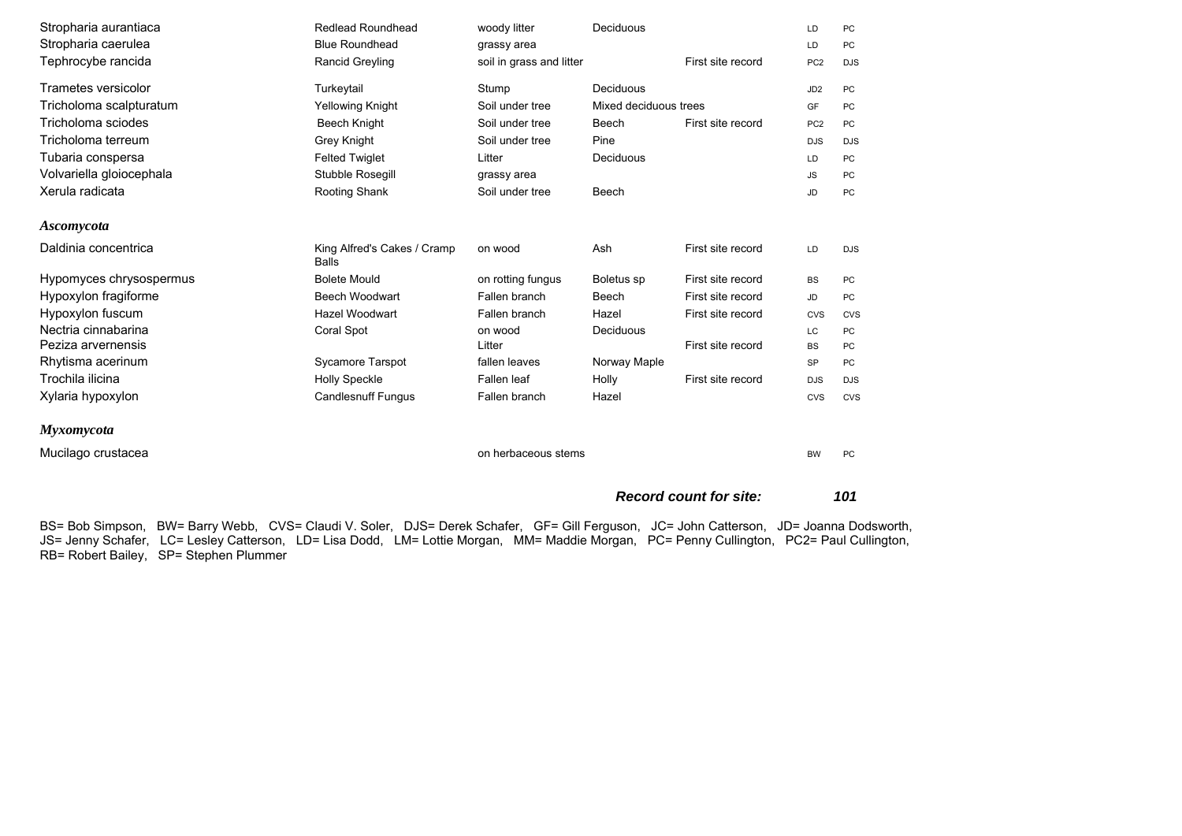| | | | | | | |
|---|---|---|---|---|---|---|
| Stropharia aurantiaca | Redlead Roundhead | woody litter | Deciduous | | LD | PC |
| Stropharia caerulea | Blue Roundhead | grassy area | | | LD | PC |
| Tephrocybe rancida | Rancid Greyling | soil in grass and litter | | First site record | PC2 | DJS |
| Trametes versicolor | Turkeytail | Stump | Deciduous | | JD2 | PC |
| Tricholoma scalpturatum | Yellowing Knight | Soil under tree | Mixed deciduous trees | | GF | PC |
| Tricholoma sciodes | Beech Knight | Soil under tree | Beech | First site record | PC2 | PC |
| Tricholoma terreum | Grey Knight | Soil under tree | Pine | | DJS | DJS |
| Tubaria conspersa | Felted Twiglet | Litter | Deciduous | | LD | PC |
| Volvariella gloiocephala | Stubble Rosegill | grassy area | | | JS | PC |
| Xerula radicata | Rooting Shank | Soil under tree | Beech | | JD | PC |
| ***Ascomycota*** | | | | | | |
| Daldinia concentrica | King Alfred's Cakes / Cramp Balls | on wood | Ash | First site record | LD | DJS |
| Hypomyces chrysospermus | Bolete Mould | on rotting fungus | Boletus sp | First site record | BS | PC |
| Hypoxylon fragiforme | Beech Woodwart | Fallen branch | Beech | First site record | JD | PC |
| Hypoxylon fuscum | Hazel Woodwart | Fallen branch | Hazel | First site record | CVS | CVS |
| Nectria cinnabarina | Coral Spot | on wood | Deciduous | | LC | PC |
| Peziza arvernensis | | Litter | | First site record | BS | PC |
| Rhytisma acerinum | Sycamore Tarspot | fallen leaves | Norway Maple | | SP | PC |
| Trochila ilicina | Holly Speckle | Fallen leaf | Holly | First site record | DJS | DJS |
| Xylaria hypoxylon | Candlesnuff Fungus | Fallen branch | Hazel | | CVS | CVS |
| ***Myxomycota*** | | | | | | |
| Mucilago crustacea | | on herbaceous stems | | | BW | PC |
| | | | | ***Record count for site:*** | | ***101*** |

BS= Bob Simpson, BW= Barry Webb, CVS= Claudi V. Soler, DJS= Derek Schafer, GF= Gill Ferguson, JC= John Catterson, JD= Joanna Dodsworth, JS= Jenny Schafer, LC= Lesley Catterson, LD= Lisa Dodd, LM= Lottie Morgan, MM= Maddie Morgan, PC= Penny Cullington, PC2= Paul Cullington, RB= Robert Bailey, SP= Stephen Plummer